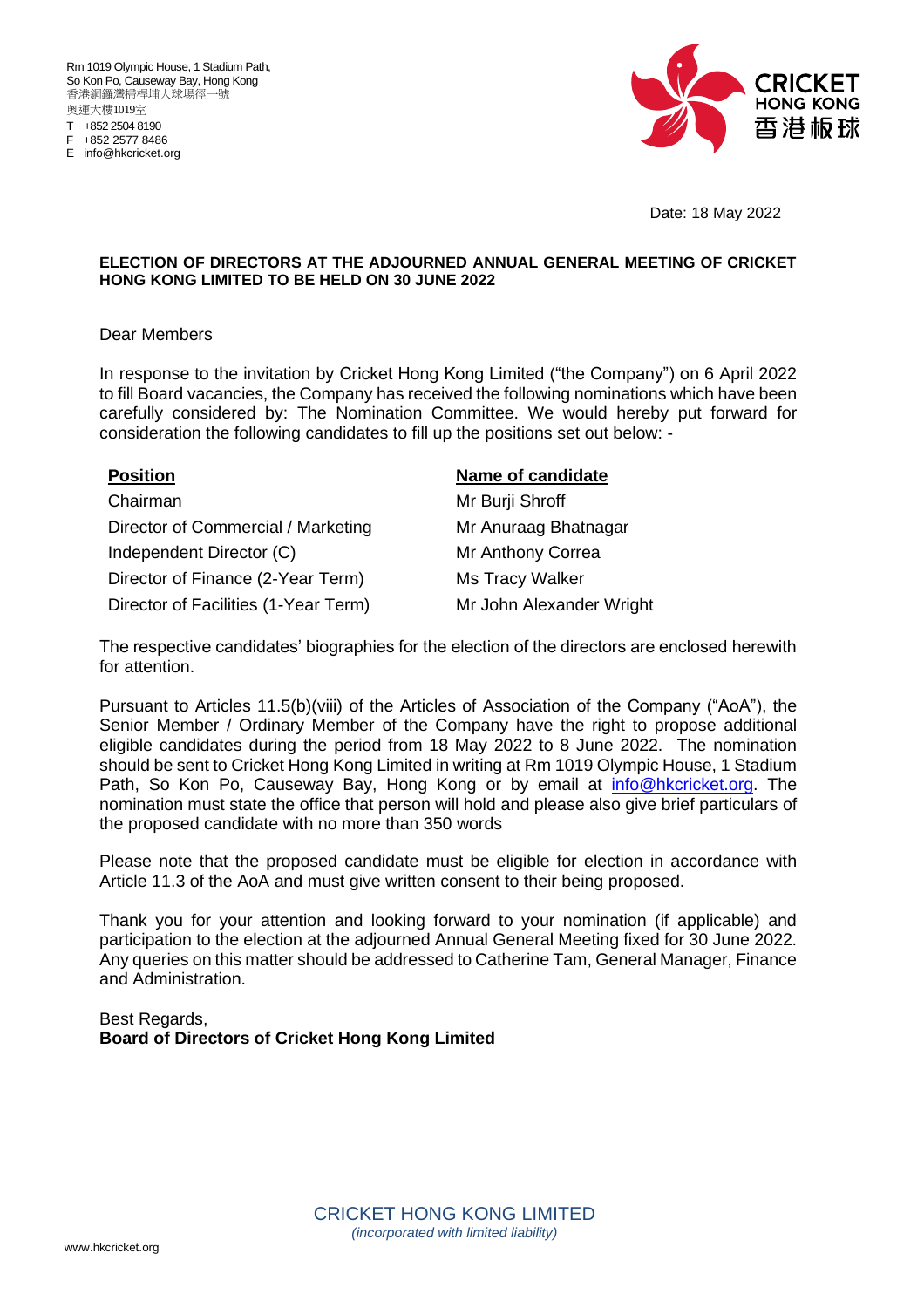Rm 1019 Olympic House, 1 Stadium Path,
So Kon Po, Causeway Bay, Hong Kong
香港銅鑼灣掃桿埔大球場徑一號
奧運大樓1019室
T +852 2504 8190
F +852 2577 8486
E info@hkcricket.org

CRICKET HONG KONG 香港板球

Date: 18 May 2022

**ELECTION OF DIRECTORS AT THE ADJOURNED ANNUAL GENERAL MEETING OF CRICKET HONG KONG LIMITED TO BE HELD ON 30 JUNE 2022**

Dear Members

In response to the invitation by Cricket Hong Kong Limited ("the Company") on 6 April 2022 to fill Board vacancies, the Company has received the following nominations which have been carefully considered by: The Nomination Committee. We would hereby put forward for consideration the following candidates to fill up the positions set out below: -

| Position | Name of candidate |
|---|---|
| Chairman | Mr Burji Shroff |
| Director of Commercial / Marketing | Mr Anuraag Bhatnagar |
| Independent Director (C) | Mr Anthony Correa |
| Director of Finance (2-Year Term) | Ms Tracy Walker |
| Director of Facilities (1-Year Term) | Mr John Alexander Wright |

The respective candidates' biographies for the election of the directors are enclosed herewith for attention.

Pursuant to Articles 11.5(b)(viii) of the Articles of Association of the Company ("AoA"), the Senior Member / Ordinary Member of the Company have the right to propose additional eligible candidates during the period from 18 May 2022 to 8 June 2022. The nomination should be sent to Cricket Hong Kong Limited in writing at Rm 1019 Olympic House, 1 Stadium Path, So Kon Po, Causeway Bay, Hong Kong or by email at info@hkcricket.org. The nomination must state the office that person will hold and please also give brief particulars of the proposed candidate with no more than 350 words

Please note that the proposed candidate must be eligible for election in accordance with Article 11.3 of the AoA and must give written consent to their being proposed.

Thank you for your attention and looking forward to your nomination (if applicable) and participation to the election at the adjourned Annual General Meeting fixed for 30 June 2022. Any queries on this matter should be addressed to Catherine Tam, General Manager, Finance and Administration.

Best Regards,
**Board of Directors of Cricket Hong Kong Limited**

CRICKET HONG KONG LIMITED
*(incorporated with limited liability)*

www.hkcricket.org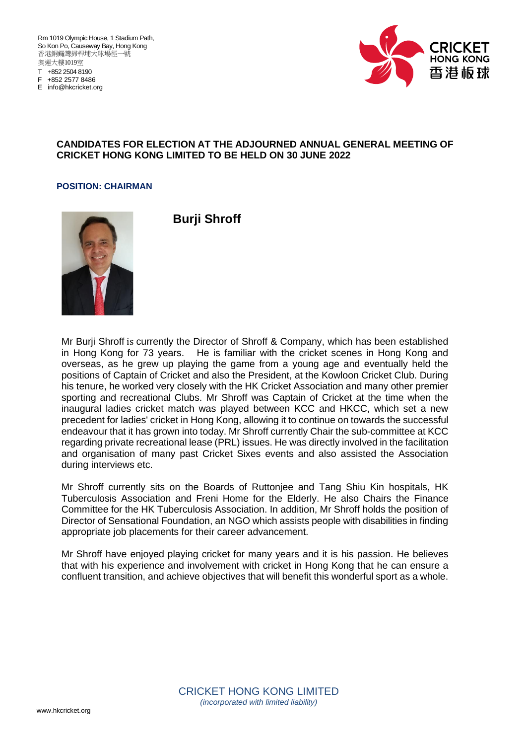Rm 1019 Olympic House, 1 Stadium Path,
So Kon Po, Causeway Bay, Hong Kong
香港銅鑼灣掃桿埔大球場徑一號
奧運大樓1019室
T +852 2504 8190
F +852 2577 8486
E info@hkcricket.org

**CANDIDATES FOR ELECTION AT THE ADJOURNED ANNUAL GENERAL MEETING OF CRICKET HONG KONG LIMITED TO BE HELD ON 30 JUNE 2022**

**POSITION: CHAIRMAN**

## Burji Shroff

Mr Burji Shroff is currently the Director of Shroff & Company, which has been established in Hong Kong for 73 years. He is familiar with the cricket scenes in Hong Kong and overseas, as he grew up playing the game from a young age and eventually held the positions of Captain of Cricket and also the President, at the Kowloon Cricket Club. During his tenure, he worked very closely with the HK Cricket Association and many other premier sporting and recreational Clubs. Mr Shroff was Captain of Cricket at the time when the inaugural ladies cricket match was played between KCC and HKCC, which set a new precedent for ladies' cricket in Hong Kong, allowing it to continue on towards the successful endeavour that it has grown into today. Mr Shroff currently Chair the sub-committee at KCC regarding private recreational lease (PRL) issues. He was directly involved in the facilitation and organisation of many past Cricket Sixes events and also assisted the Association during interviews etc.

Mr Shroff currently sits on the Boards of Ruttonjee and Tang Shiu Kin hospitals, HK Tuberculosis Association and Freni Home for the Elderly. He also Chairs the Finance Committee for the HK Tuberculosis Association. In addition, Mr Shroff holds the position of Director of Sensational Foundation, an NGO which assists people with disabilities in finding appropriate job placements for their career advancement.

Mr Shroff have enjoyed playing cricket for many years and it is his passion. He believes that with his experience and involvement with cricket in Hong Kong that he can ensure a confluent transition, and achieve objectives that will benefit this wonderful sport as a whole.

CRICKET HONG KONG LIMITED
*(incorporated with limited liability)*

www.hkcricket.org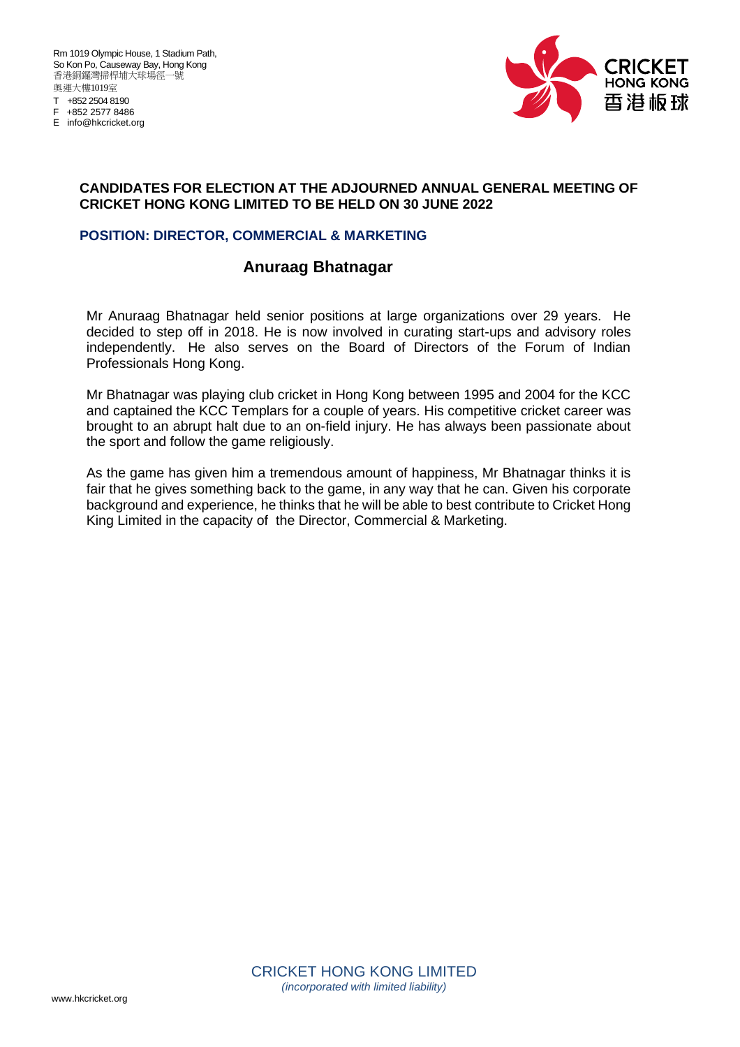Rm 1019 Olympic House, 1 Stadium Path,
So Kon Po, Causeway Bay, Hong Kong
香港銅鑼灣掃桿埔大球場徑一號
奧運大樓1019室
T +852 2504 8190
F +852 2577 8486
E info@hkcricket.org

CRICKET HONG KONG 香港板球

**CANDIDATES FOR ELECTION AT THE ADJOURNED ANNUAL GENERAL MEETING OF CRICKET HONG KONG LIMITED TO BE HELD ON 30 JUNE 2022**

**POSITION: DIRECTOR, COMMERCIAL & MARKETING**

## Anuraag Bhatnagar

Mr Anuraag Bhatnagar held senior positions at large organizations over 29 years. He decided to step off in 2018. He is now involved in curating start-ups and advisory roles independently. He also serves on the Board of Directors of the Forum of Indian Professionals Hong Kong.

Mr Bhatnagar was playing club cricket in Hong Kong between 1995 and 2004 for the KCC and captained the KCC Templars for a couple of years. His competitive cricket career was brought to an abrupt halt due to an on-field injury. He has always been passionate about the sport and follow the game religiously.

As the game has given him a tremendous amount of happiness, Mr Bhatnagar thinks it is fair that he gives something back to the game, in any way that he can. Given his corporate background and experience, he thinks that he will be able to best contribute to Cricket Hong King Limited in the capacity of the Director, Commercial & Marketing.

CRICKET HONG KONG LIMITED
*(incorporated with limited liability)*

www.hkcricket.org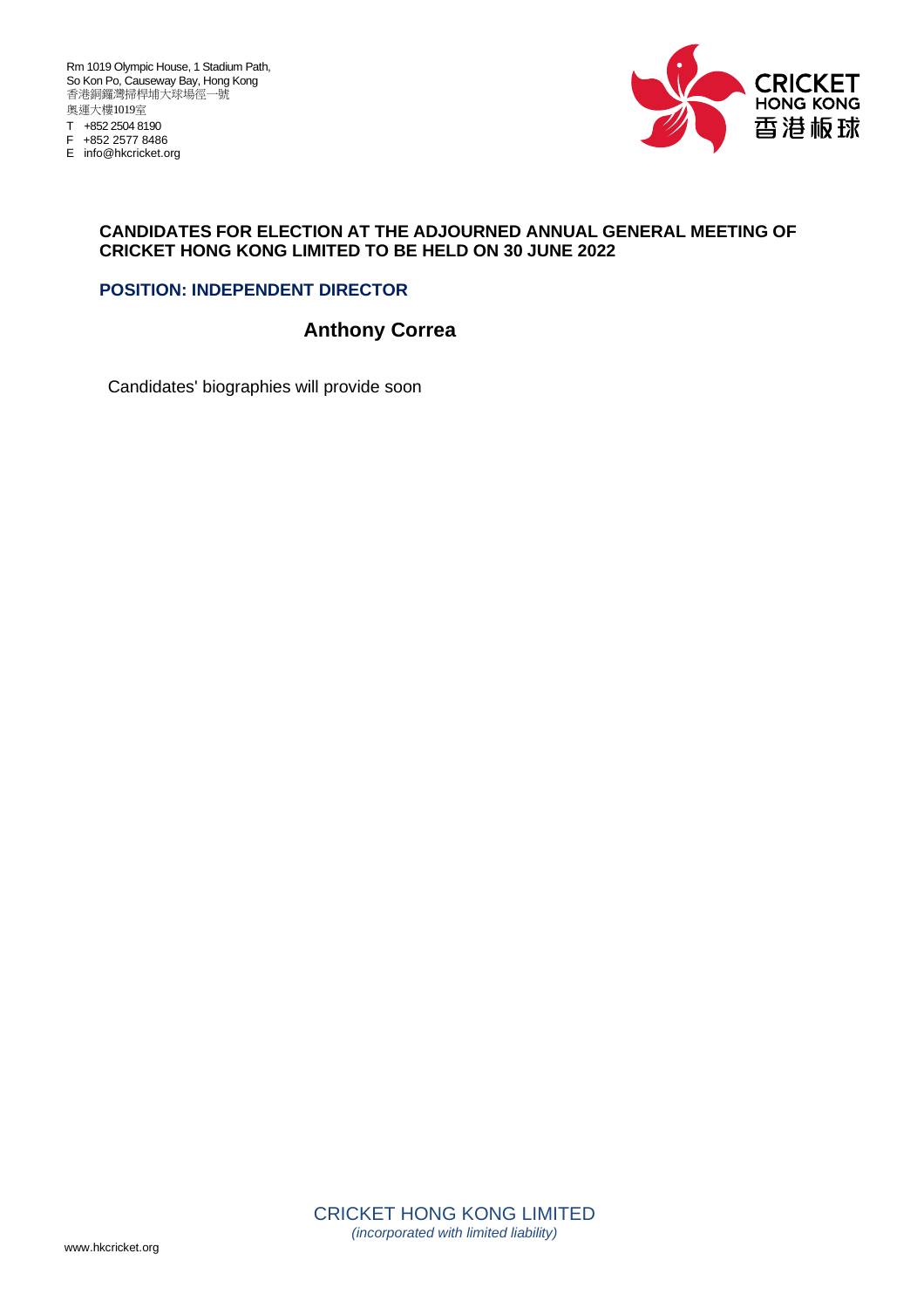Rm 1019 Olympic House, 1 Stadium Path,
So Kon Po, Causeway Bay, Hong Kong
香港銅鑼灣掃桿埔大球場徑一號
奧運大樓1019室
T +852 2504 8190
F +852 2577 8486
E info@hkcricket.org

**CANDIDATES FOR ELECTION AT THE ADJOURNED ANNUAL GENERAL MEETING OF CRICKET HONG KONG LIMITED TO BE HELD ON 30 JUNE 2022**

**POSITION: INDEPENDENT DIRECTOR**

## Anthony Correa

Candidates' biographies will provide soon

CRICKET HONG KONG LIMITED
*(incorporated with limited liability)*

www.hkcricket.org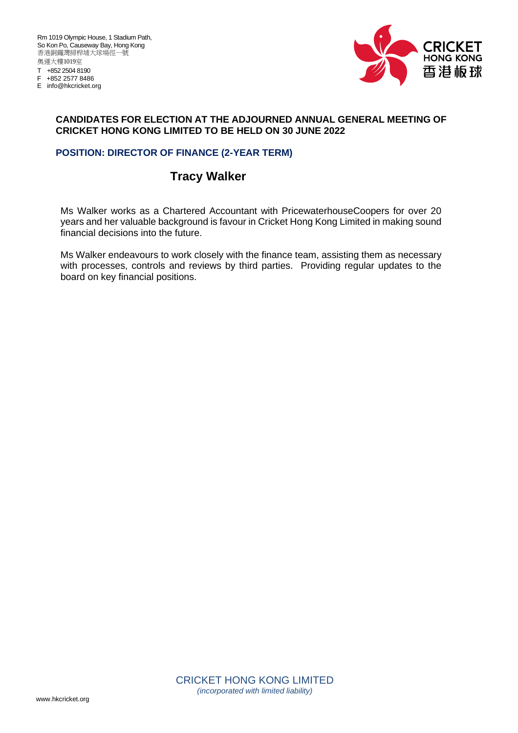Rm 1019 Olympic House, 1 Stadium Path,
So Kon Po, Causeway Bay, Hong Kong
香港銅鑼灣掃桿埔大球場徑一號
奧運大樓1019室
T +852 2504 8190
F +852 2577 8486
E info@hkcricket.org

CRICKET HONG KONG 香港板球

**CANDIDATES FOR ELECTION AT THE ADJOURNED ANNUAL GENERAL MEETING OF CRICKET HONG KONG LIMITED TO BE HELD ON 30 JUNE 2022**

**POSITION: DIRECTOR OF FINANCE (2-YEAR TERM)**

## Tracy Walker

Ms Walker works as a Chartered Accountant with PricewaterhouseCoopers for over 20 years and her valuable background is favour in Cricket Hong Kong Limited in making sound financial decisions into the future.

Ms Walker endeavours to work closely with the finance team, assisting them as necessary with processes, controls and reviews by third parties. Providing regular updates to the board on key financial positions.

CRICKET HONG KONG LIMITED
*(incorporated with limited liability)*

www.hkcricket.org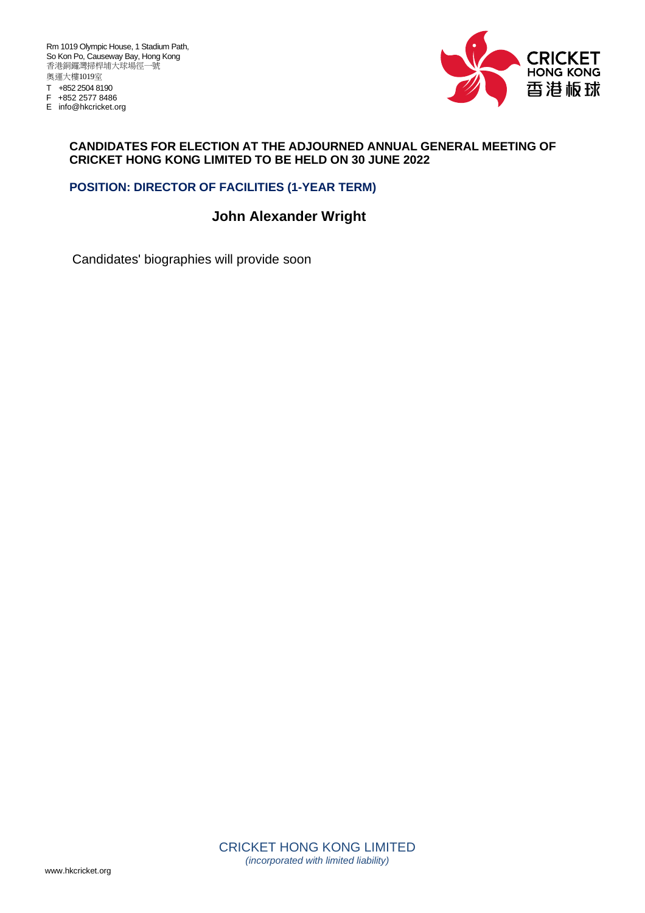## CANDIDATES FOR ELECTION AT THE ADJOURNED ANNUAL GENERAL MEETING OF CRICKET HONG KONG LIMITED TO BE HELD ON 30 JUNE 2022

### POSITION: DIRECTOR OF FACILITIES (1-YEAR TERM)

### John Alexander Wright

Candidates' biographies will provide soon